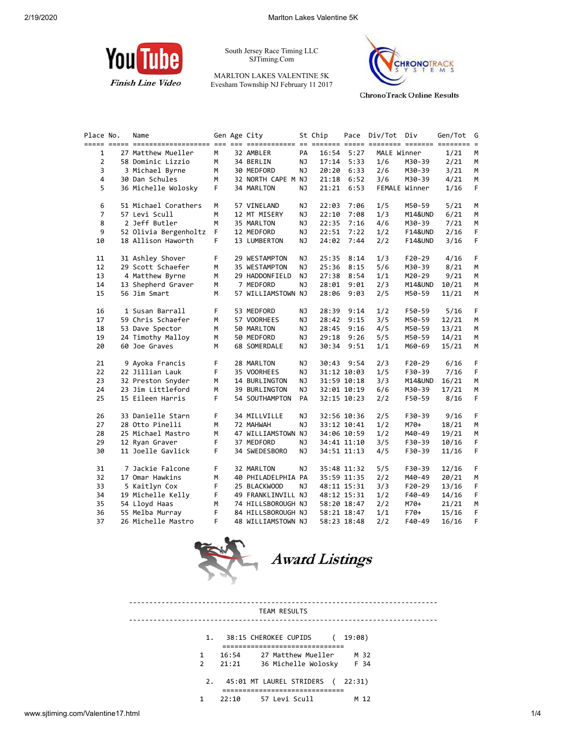South Jersey Race Timing LLC
SJTiming.Com

MARLTON LAKES VALENTINE 5K
Evesham Township NJ February 11 2017

Finish Line Video

ChronoTrack Online Results

| Place | No. | Name | Gen | Age | City | St | Chip | Pace | Div/Tot | Div | Gen/Tot | G |
|---|---|---|---|---|---|---|---|---|---|---|---|---|
| 1 | 27 | Matthew Mueller | M | 32 | AMBLER | PA | 16:54 | 5:27 | MALE Winner | | 1/21 | M |
| 2 | 58 | Dominic Lizzio | M | 34 | BERLIN | NJ | 17:14 | 5:33 | 1/6 | M30-39 | 2/21 | M |
| 3 | 3 | Michael Byrne | M | 30 | MEDFORD | NJ | 20:20 | 6:33 | 2/6 | M30-39 | 3/21 | M |
| 4 | 30 | Dan Schules | M | 32 | NORTH CAPE M | NJ | 21:18 | 6:52 | 3/6 | M30-39 | 4/21 | M |
| 5 | 36 | Michelle Wolosky | F | 34 | MARLTON | NJ | 21:21 | 6:53 | FEMALE Winner | | 1/16 | F |
| 6 | 51 | Michael Corathers | M | 57 | VINELAND | NJ | 22:03 | 7:06 | 1/5 | M50-59 | 5/21 | M |
| 7 | 57 | Levi Scull | M | 12 | MT MISERY | NJ | 22:10 | 7:08 | 1/3 | M14&UND | 6/21 | M |
| 8 | 2 | Jeff Butler | M | 35 | MARLTON | NJ | 22:35 | 7:16 | 4/6 | M30-39 | 7/21 | M |
| 9 | 52 | Olivia Bergenholtz | F | 12 | MEDFORD | NJ | 22:51 | 7:22 | 1/2 | F14&UND | 2/16 | F |
| 10 | 18 | Allison Haworth | F | 13 | LUMBERTON | NJ | 24:02 | 7:44 | 2/2 | F14&UND | 3/16 | F |
| 11 | 31 | Ashley Shover | F | 29 | WESTAMPTON | NJ | 25:35 | 8:14 | 1/3 | F20-29 | 4/16 | F |
| 12 | 29 | Scott Schaefer | M | 35 | WESTAMPTON | NJ | 25:36 | 8:15 | 5/6 | M30-39 | 8/21 | M |
| 13 | 4 | Matthew Byrne | M | 29 | HADDONFIELD | NJ | 27:38 | 8:54 | 1/1 | M20-29 | 9/21 | M |
| 14 | 13 | Shepherd Graver | M | 7 | MEDFORD | NJ | 28:01 | 9:01 | 2/3 | M14&UND | 10/21 | M |
| 15 | 56 | Jim Smart | M | 57 | WILLIAMSTOWN | NJ | 28:06 | 9:03 | 2/5 | M50-59 | 11/21 | M |
| 16 | 1 | Susan Barrall | F | 53 | MEDFORD | NJ | 28:39 | 9:14 | 1/2 | F50-59 | 5/16 | F |
| 17 | 59 | Chris Schaefer | M | 57 | VOORHEES | NJ | 28:42 | 9:15 | 3/5 | M50-59 | 12/21 | M |
| 18 | 53 | Dave Spector | M | 50 | MARLTON | NJ | 28:45 | 9:16 | 4/5 | M50-59 | 13/21 | M |
| 19 | 24 | Timothy Malloy | M | 50 | MEDFORD | NJ | 29:18 | 9:26 | 5/5 | M50-59 | 14/21 | M |
| 20 | 60 | Joe Graves | M | 68 | SOMERDALE | NJ | 30:34 | 9:51 | 1/1 | M60-69 | 15/21 | M |
| 21 | 9 | Ayoka Francis | F | 28 | MARLTON | NJ | 30:43 | 9:54 | 2/3 | F20-29 | 6/16 | F |
| 22 | 22 | Jillian Lauk | F | 35 | VOORHEES | NJ | 31:12 | 10:03 | 1/5 | F30-39 | 7/16 | F |
| 23 | 32 | Preston Snyder | M | 14 | BURLINGTON | NJ | 31:59 | 10:18 | 3/3 | M14&UND | 16/21 | M |
| 24 | 23 | Jim Littleford | M | 39 | BURLINGTON | NJ | 32:01 | 10:19 | 6/6 | M30-39 | 17/21 | M |
| 25 | 15 | Eileen Harris | F | 54 | SOUTHAMPTON | PA | 32:15 | 10:23 | 2/2 | F50-59 | 8/16 | F |
| 26 | 33 | Danielle Starn | F | 34 | MILLVILLE | NJ | 32:56 | 10:36 | 2/5 | F30-39 | 9/16 | F |
| 27 | 28 | Otto Pinelli | M | 72 | MAHWAH | NJ | 33:12 | 10:41 | 1/2 | M70+ | 18/21 | M |
| 28 | 25 | Michael Mastro | M | 47 | WILLIAMSTOWN | NJ | 34:06 | 10:59 | 1/2 | M40-49 | 19/21 | M |
| 29 | 12 | Ryan Graver | F | 37 | MEDFORD | NJ | 34:41 | 11:10 | 3/5 | F30-39 | 10/16 | F |
| 30 | 11 | Joelle Gavlick | F | 34 | SWEDESBORO | NJ | 34:51 | 11:13 | 4/5 | F30-39 | 11/16 | F |
| 31 | 7 | Jackie Falcone | F | 32 | MARLTON | NJ | 35:48 | 11:32 | 5/5 | F30-39 | 12/16 | F |
| 32 | 17 | Omar Hawkins | M | 40 | PHILADELPHIA | PA | 35:59 | 11:35 | 2/2 | M40-49 | 20/21 | M |
| 33 | 5 | Kaitlyn Cox | F | 25 | BLACKWOOD | NJ | 48:11 | 15:31 | 3/3 | F20-29 | 13/16 | F |
| 34 | 19 | Michelle Kelly | F | 49 | FRANKLINVILL | NJ | 48:12 | 15:31 | 1/2 | F40-49 | 14/16 | F |
| 35 | 54 | Lloyd Haas | M | 74 | HILLSBOROUGH | NJ | 58:20 | 18:47 | 2/2 | M70+ | 21/21 | M |
| 36 | 55 | Melba Murray | F | 84 | HILLSBOROUGH | NJ | 58:21 | 18:47 | 1/1 | F70+ | 15/16 | F |
| 37 | 26 | Michelle Mastro | F | 48 | WILLIAMSTOWN | NJ | 58:23 | 18:48 | 2/2 | F40-49 | 16/16 | F |

## Award Listings

### TEAM RESULTS

**1. 38:15 CHEROKEE CUPIDS ( 19:08)**

| | Time | Runner | |
|---|---|---|---|
| 1 | 16:54 | 27 Matthew Mueller | M 32 |
| 2 | 21:21 | 36 Michelle Wolosky | F 34 |

**2. 45:01 MT LAUREL STRIDERS ( 22:31)**

| | Time | Runner | |
|---|---|---|---|
| 1 | 22:10 | 57 Levi Scull | M 12 |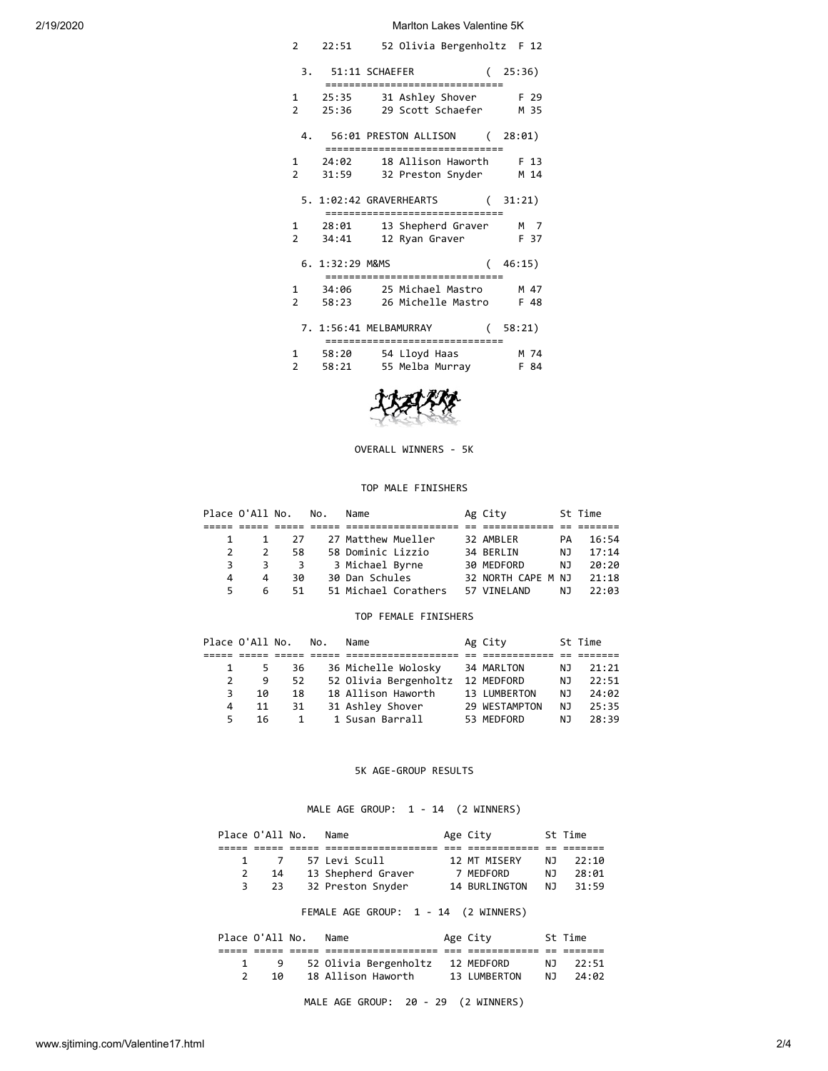| | | |
|---|---|---|
| 2 | 22:51 | 52 Olivia Bergenholtz F 12 |

3. 51:11 SCHAEFER ( 25:36)

| | | | |
|---|---|---|---|
| 1 | 25:35 | 31 Ashley Shover | F 29 |
| 2 | 25:36 | 29 Scott Schaefer | M 35 |

4. 56:01 PRESTON ALLISON ( 28:01)

| | | | |
|---|---|---|---|
| 1 | 24:02 | 18 Allison Haworth | F 13 |
| 2 | 31:59 | 32 Preston Snyder | M 14 |

5. 1:02:42 GRAVERHEARTS ( 31:21)

| | | | |
|---|---|---|---|
| 1 | 28:01 | 13 Shepherd Graver | M 7 |
| 2 | 34:41 | 12 Ryan Graver | F 37 |

6. 1:32:29 M&MS ( 46:15)

| | | | |
|---|---|---|---|
| 1 | 34:06 | 25 Michael Mastro | M 47 |
| 2 | 58:23 | 26 Michelle Mastro | F 48 |

7. 1:56:41 MELBAMURRAY ( 58:21)

| | | | |
|---|---|---|---|
| 1 | 58:20 | 54 Lloyd Haas | M 74 |
| 2 | 58:21 | 55 Melba Murray | F 84 |

## OVERALL WINNERS - 5K

### TOP MALE FINISHERS

| Place | O'All | No. | No. | Name | Ag | City | St | Time |
|---|---|---|---|---|---|---|---|---|
| 1 | 1 | 27 | 27 | Matthew Mueller | 32 | AMBLER | PA | 16:54 |
| 2 | 2 | 58 | 58 | Dominic Lizzio | 34 | BERLIN | NJ | 17:14 |
| 3 | 3 | 3 | 3 | Michael Byrne | 30 | MEDFORD | NJ | 20:20 |
| 4 | 4 | 30 | 30 | Dan Schules | 32 | NORTH CAPE M | NJ | 21:18 |
| 5 | 6 | 51 | 51 | Michael Corathers | 57 | VINELAND | NJ | 22:03 |

### TOP FEMALE FINISHERS

| Place | O'All | No. | No. | Name | Ag | City | St | Time |
|---|---|---|---|---|---|---|---|---|
| 1 | 5 | 36 | 36 | Michelle Wolosky | 34 | MARLTON | NJ | 21:21 |
| 2 | 9 | 52 | 52 | Olivia Bergenholtz | 12 | MEDFORD | NJ | 22:51 |
| 3 | 10 | 18 | 18 | Allison Haworth | 13 | LUMBERTON | NJ | 24:02 |
| 4 | 11 | 31 | 31 | Ashley Shover | 29 | WESTAMPTON | NJ | 25:35 |
| 5 | 16 | 1 | 1 | Susan Barrall | 53 | MEDFORD | NJ | 28:39 |

## 5K AGE-GROUP RESULTS

### MALE AGE GROUP: 1 - 14 (2 WINNERS)

| Place | O'All | No. | Name | Age | City | St | Time |
|---|---|---|---|---|---|---|---|
| 1 | 7 | 57 | Levi Scull | 12 | MT MISERY | NJ | 22:10 |
| 2 | 14 | 13 | Shepherd Graver | 7 | MEDFORD | NJ | 28:01 |
| 3 | 23 | 32 | Preston Snyder | 14 | BURLINGTON | NJ | 31:59 |

### FEMALE AGE GROUP: 1 - 14 (2 WINNERS)

| Place | O'All | No. | Name | Age | City | St | Time |
|---|---|---|---|---|---|---|---|
| 1 | 9 | 52 | Olivia Bergenholtz | 12 | MEDFORD | NJ | 22:51 |
| 2 | 10 | 18 | Allison Haworth | 13 | LUMBERTON | NJ | 24:02 |

### MALE AGE GROUP: 20 - 29 (2 WINNERS)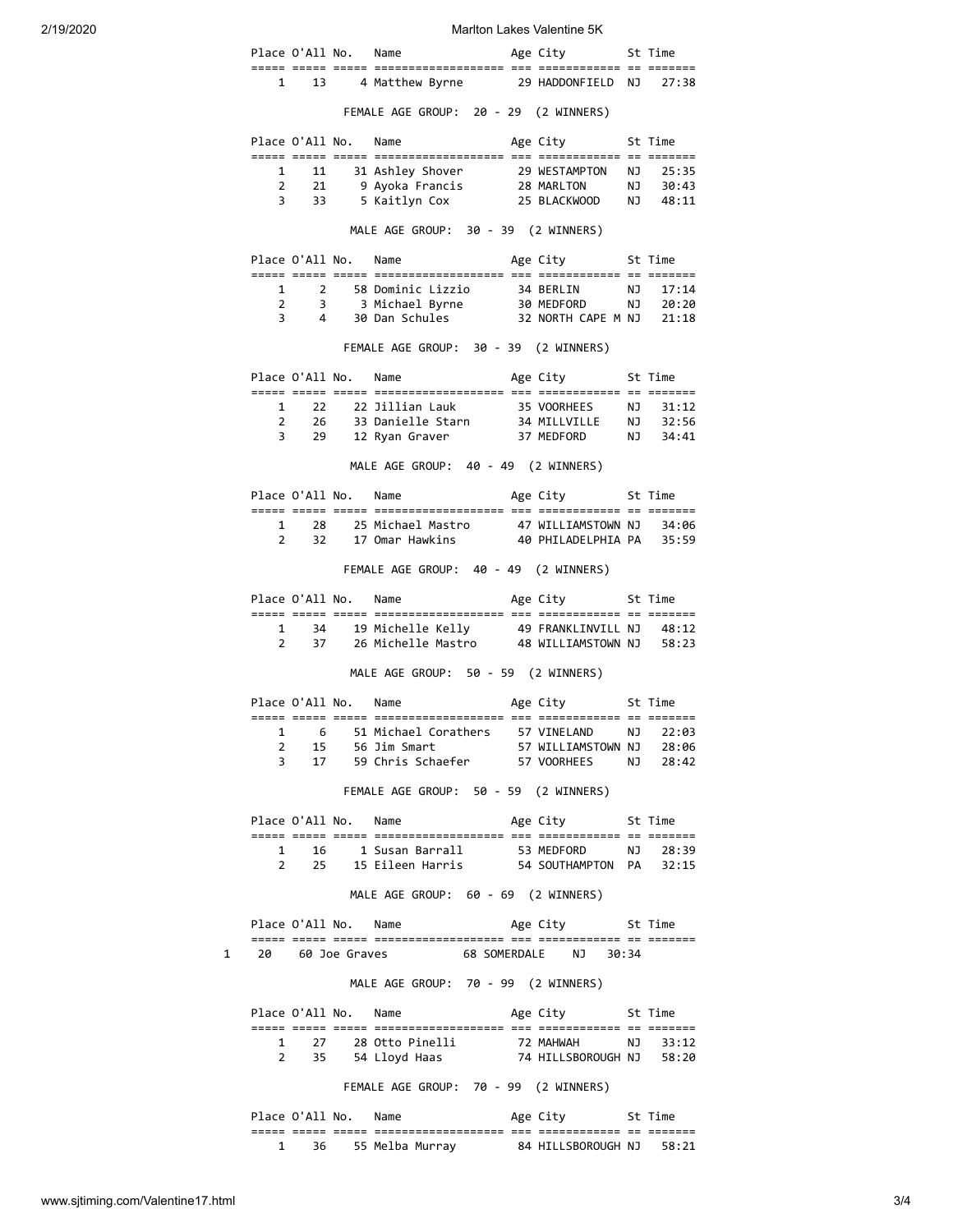| Place | O'All | No. | Name | Age | City | St | Time |
|---|---|---|---|---|---|---|---|
| 1 | 13 | 4 | Matthew Byrne | 29 | HADDONFIELD | NJ | 27:38 |

FEMALE AGE GROUP: 20 - 29 (2 WINNERS)

| Place | O'All | No. | Name | Age | City | St | Time |
|---|---|---|---|---|---|---|---|
| 1 | 11 | 31 | Ashley Shover | 29 | WESTAMPTON | NJ | 25:35 |
| 2 | 21 | 9 | Ayoka Francis | 28 | MARLTON | NJ | 30:43 |
| 3 | 33 | 5 | Kaitlyn Cox | 25 | BLACKWOOD | NJ | 48:11 |

MALE AGE GROUP: 30 - 39 (2 WINNERS)

| Place | O'All | No. | Name | Age | City | St | Time |
|---|---|---|---|---|---|---|---|
| 1 | 2 | 58 | Dominic Lizzio | 34 | BERLIN | NJ | 17:14 |
| 2 | 3 | 3 | Michael Byrne | 30 | MEDFORD | NJ | 20:20 |
| 3 | 4 | 30 | Dan Schules | 32 | NORTH CAPE M | NJ | 21:18 |

FEMALE AGE GROUP: 30 - 39 (2 WINNERS)

| Place | O'All | No. | Name | Age | City | St | Time |
|---|---|---|---|---|---|---|---|
| 1 | 22 | 22 | Jillian Lauk | 35 | VOORHEES | NJ | 31:12 |
| 2 | 26 | 33 | Danielle Starn | 34 | MILLVILLE | NJ | 32:56 |
| 3 | 29 | 12 | Ryan Graver | 37 | MEDFORD | NJ | 34:41 |

MALE AGE GROUP: 40 - 49 (2 WINNERS)

| Place | O'All | No. | Name | Age | City | St | Time |
|---|---|---|---|---|---|---|---|
| 1 | 28 | 25 | Michael Mastro | 47 | WILLIAMSTOWN | NJ | 34:06 |
| 2 | 32 | 17 | Omar Hawkins | 40 | PHILADELPHIA | PA | 35:59 |

FEMALE AGE GROUP: 40 - 49 (2 WINNERS)

| Place | O'All | No. | Name | Age | City | St | Time |
|---|---|---|---|---|---|---|---|
| 1 | 34 | 19 | Michelle Kelly | 49 | FRANKLINVILL | NJ | 48:12 |
| 2 | 37 | 26 | Michelle Mastro | 48 | WILLIAMSTOWN | NJ | 58:23 |

MALE AGE GROUP: 50 - 59 (2 WINNERS)

| Place | O'All | No. | Name | Age | City | St | Time |
|---|---|---|---|---|---|---|---|
| 1 | 6 | 51 | Michael Corathers | 57 | VINELAND | NJ | 22:03 |
| 2 | 15 | 56 | Jim Smart | 57 | WILLIAMSTOWN | NJ | 28:06 |
| 3 | 17 | 59 | Chris Schaefer | 57 | VOORHEES | NJ | 28:42 |

FEMALE AGE GROUP: 50 - 59 (2 WINNERS)

| Place | O'All | No. | Name | Age | City | St | Time |
|---|---|---|---|---|---|---|---|
| 1 | 16 | 1 | Susan Barrall | 53 | MEDFORD | NJ | 28:39 |
| 2 | 25 | 15 | Eileen Harris | 54 | SOUTHAMPTON | PA | 32:15 |

MALE AGE GROUP: 60 - 69 (2 WINNERS)

| Place | O'All | No. | Name | Age | City | St | Time |
|---|---|---|---|---|---|---|---|
| 1 | 20 | 60 | Joe Graves | 68 | SOMERDALE | NJ | 30:34 |

MALE AGE GROUP: 70 - 99 (2 WINNERS)

| Place | O'All | No. | Name | Age | City | St | Time |
|---|---|---|---|---|---|---|---|
| 1 | 27 | 28 | Otto Pinelli | 72 | MAHWAH | NJ | 33:12 |
| 2 | 35 | 54 | Lloyd Haas | 74 | HILLSBOROUGH | NJ | 58:20 |

FEMALE AGE GROUP: 70 - 99 (2 WINNERS)

| Place | O'All | No. | Name | Age | City | St | Time |
|---|---|---|---|---|---|---|---|
| 1 | 36 | 55 | Melba Murray | 84 | HILLSBOROUGH | NJ | 58:21 |